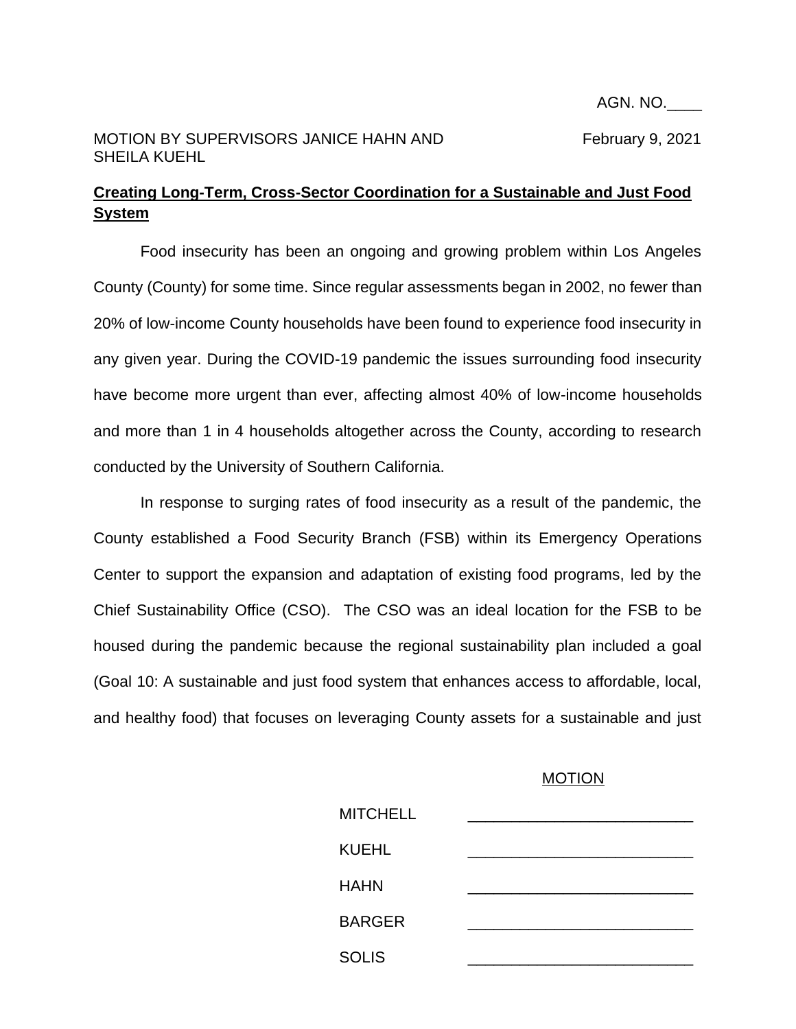AGN. NO.____

MOTION BY SUPERVISORS JANICE HAHN AND SHEILA KUEHL

February 9, 2021

**Creating Long-Term, Cross-Sector Coordination for a Sustainable and Just Food System**

Food insecurity has been an ongoing and growing problem within Los Angeles County (County) for some time. Since regular assessments began in 2002, no fewer than 20% of low-income County households have been found to experience food insecurity in any given year. During the COVID-19 pandemic the issues surrounding food insecurity have become more urgent than ever, affecting almost 40% of low-income households and more than 1 in 4 households altogether across the County, according to research conducted by the University of Southern California.

In response to surging rates of food insecurity as a result of the pandemic, the County established a Food Security Branch (FSB) within its Emergency Operations Center to support the expansion and adaptation of existing food programs, led by the Chief Sustainability Office (CSO). The CSO was an ideal location for the FSB to be housed during the pandemic because the regional sustainability plan included a goal (Goal 10: A sustainable and just food system that enhances access to affordable, local, and healthy food) that focuses on leveraging County assets for a sustainable and just

MOTION

| | |
|---|---|
| MITCHELL | ____________________ |
| KUEHL | ____________________ |
| HAHN | ____________________ |
| BARGER | ____________________ |
| SOLIS | ____________________ |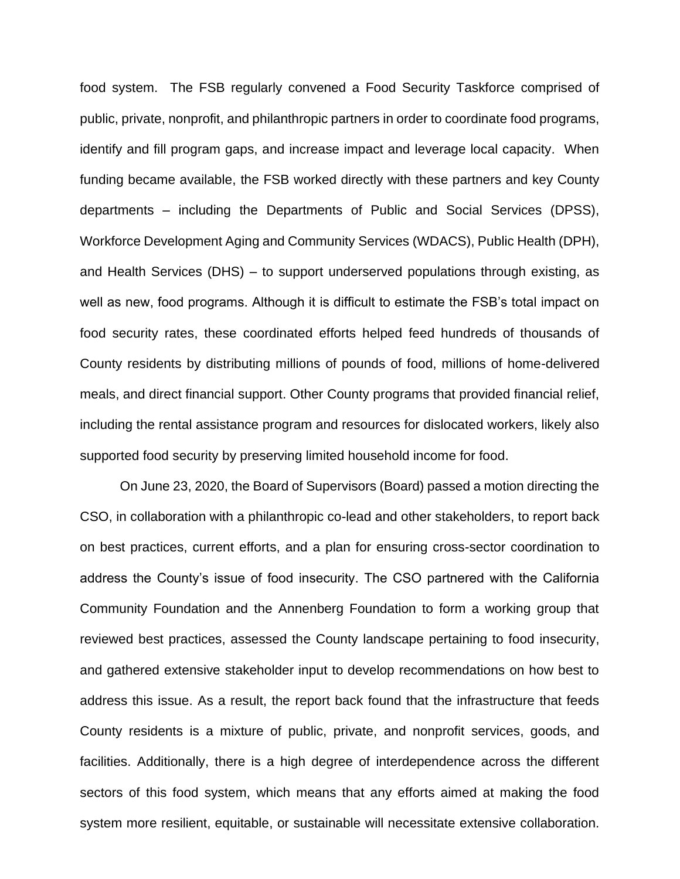food system. The FSB regularly convened a Food Security Taskforce comprised of public, private, nonprofit, and philanthropic partners in order to coordinate food programs, identify and fill program gaps, and increase impact and leverage local capacity. When funding became available, the FSB worked directly with these partners and key County departments – including the Departments of Public and Social Services (DPSS), Workforce Development Aging and Community Services (WDACS), Public Health (DPH), and Health Services (DHS) – to support underserved populations through existing, as well as new, food programs. Although it is difficult to estimate the FSB's total impact on food security rates, these coordinated efforts helped feed hundreds of thousands of County residents by distributing millions of pounds of food, millions of home-delivered meals, and direct financial support. Other County programs that provided financial relief, including the rental assistance program and resources for dislocated workers, likely also supported food security by preserving limited household income for food.

On June 23, 2020, the Board of Supervisors (Board) passed a motion directing the CSO, in collaboration with a philanthropic co-lead and other stakeholders, to report back on best practices, current efforts, and a plan for ensuring cross-sector coordination to address the County's issue of food insecurity. The CSO partnered with the California Community Foundation and the Annenberg Foundation to form a working group that reviewed best practices, assessed the County landscape pertaining to food insecurity, and gathered extensive stakeholder input to develop recommendations on how best to address this issue. As a result, the report back found that the infrastructure that feeds County residents is a mixture of public, private, and nonprofit services, goods, and facilities. Additionally, there is a high degree of interdependence across the different sectors of this food system, which means that any efforts aimed at making the food system more resilient, equitable, or sustainable will necessitate extensive collaboration.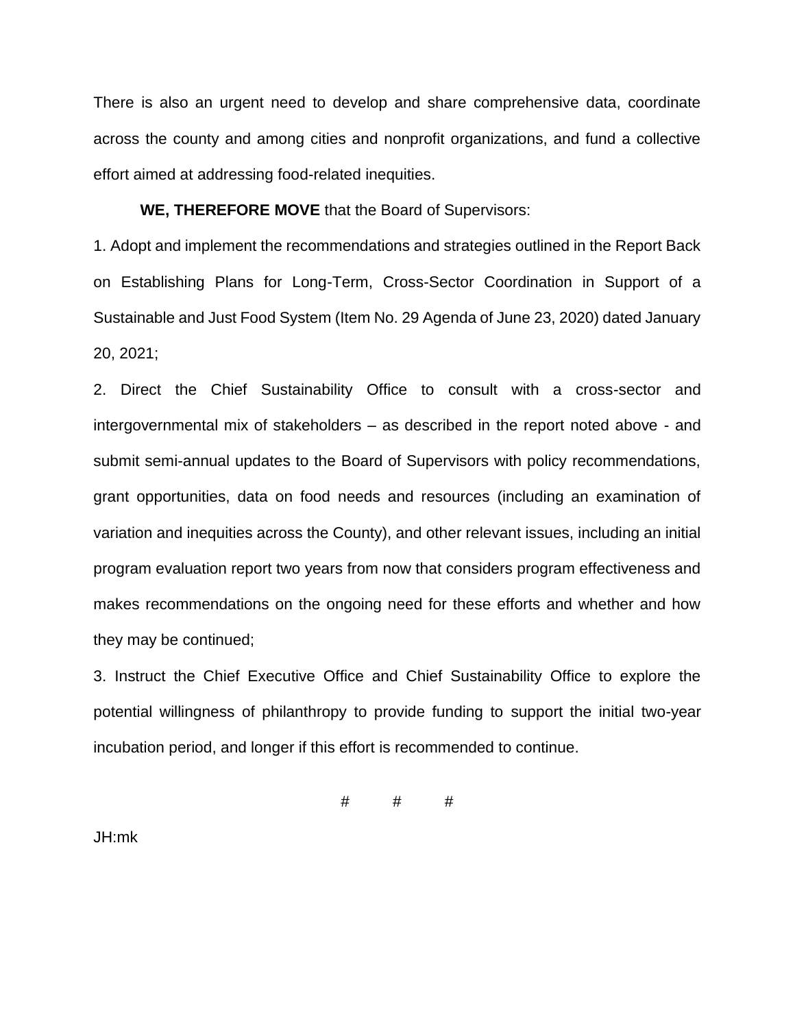There is also an urgent need to develop and share comprehensive data, coordinate across the county and among cities and nonprofit organizations, and fund a collective effort aimed at addressing food-related inequities.

**WE, THEREFORE MOVE** that the Board of Supervisors:

1. Adopt and implement the recommendations and strategies outlined in the Report Back on Establishing Plans for Long-Term, Cross-Sector Coordination in Support of a Sustainable and Just Food System (Item No. 29 Agenda of June 23, 2020) dated January 20, 2021;

2. Direct the Chief Sustainability Office to consult with a cross-sector and intergovernmental mix of stakeholders – as described in the report noted above - and submit semi-annual updates to the Board of Supervisors with policy recommendations, grant opportunities, data on food needs and resources (including an examination of variation and inequities across the County), and other relevant issues, including an initial program evaluation report two years from now that considers program effectiveness and makes recommendations on the ongoing need for these efforts and whether and how they may be continued;

3. Instruct the Chief Executive Office and Chief Sustainability Office to explore the potential willingness of philanthropy to provide funding to support the initial two-year incubation period, and longer if this effort is recommended to continue.

# # #

JH:mk